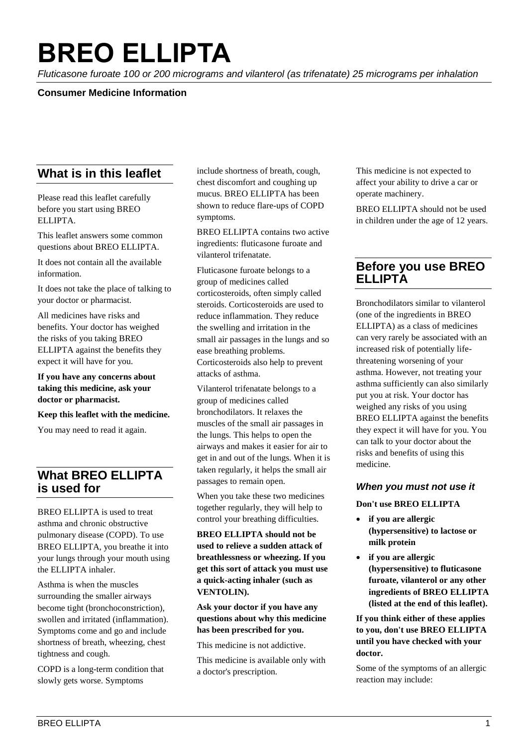# BREO ELLIPTA

*Fluticasone furoate 100 or 200 micrograms and vilanterol (as trifenatate) 25 micrograms per inhalation*

**Consumer Medicine Information**

## What is in this leaflet

Please read this leaflet carefully before you start using BREO ELLIPTA.

This leaflet answers some common questions about BREO ELLIPTA.

It does not contain all the available information.

It does not take the place of talking to your doctor or pharmacist.

All medicines have risks and benefits. Your doctor has weighed the risks of you taking BREO ELLIPTA against the benefits they expect it will have for you.

**If you have any concerns about taking this medicine, ask your doctor or pharmacist.**

**Keep this leaflet with the medicine.**

You may need to read it again.

## What BREO ELLIPTA is used for

BREO ELLIPTA is used to treat asthma and chronic obstructive pulmonary disease (COPD). To use BREO ELLIPTA, you breathe it into your lungs through your mouth using the ELLIPTA inhaler.

Asthma is when the muscles surrounding the smaller airways become tight (bronchoconstriction), swollen and irritated (inflammation). Symptoms come and go and include shortness of breath, wheezing, chest tightness and cough.

COPD is a long-term condition that slowly gets worse. Symptoms include shortness of breath, cough, chest discomfort and coughing up mucus. BREO ELLIPTA has been shown to reduce flare-ups of COPD symptoms.

BREO ELLIPTA contains two active ingredients: fluticasone furoate and vilanterol trifenatate.

Fluticasone furoate belongs to a group of medicines called corticosteroids, often simply called steroids. Corticosteroids are used to reduce inflammation. They reduce the swelling and irritation in the small air passages in the lungs and so ease breathing problems. Corticosteroids also help to prevent attacks of asthma.

Vilanterol trifenatate belongs to a group of medicines called bronchodilators. It relaxes the muscles of the small air passages in the lungs. This helps to open the airways and makes it easier for air to get in and out of the lungs. When it is taken regularly, it helps the small air passages to remain open.

When you take these two medicines together regularly, they will help to control your breathing difficulties.

**BREO ELLIPTA should not be used to relieve a sudden attack of breathlessness or wheezing. If you get this sort of attack you must use a quick-acting inhaler (such as VENTOLIN).**

**Ask your doctor if you have any questions about why this medicine has been prescribed for you.**

This medicine is not addictive.

This medicine is available only with a doctor's prescription.

This medicine is not expected to affect your ability to drive a car or operate machinery.

BREO ELLIPTA should not be used in children under the age of 12 years.

## Before you use BREO ELLIPTA

Bronchodilators similar to vilanterol (one of the ingredients in BREO ELLIPTA) as a class of medicines can very rarely be associated with an increased risk of potentially life-threatening worsening of your asthma. However, not treating your asthma sufficiently can also similarly put you at risk. Your doctor has weighed any risks of you using BREO ELLIPTA against the benefits they expect it will have for you. You can talk to your doctor about the risks and benefits of using this medicine.

### *When you must not use it*

**Don't use BREO ELLIPTA**

- **if you are allergic (hypersensitive) to lactose or milk protein**
- **if you are allergic (hypersensitive) to fluticasone furoate, vilanterol or any other ingredients of BREO ELLIPTA (listed at the end of this leaflet).**

**If you think either of these applies to you, don't use BREO ELLIPTA until you have checked with your doctor.**

Some of the symptoms of an allergic reaction may include: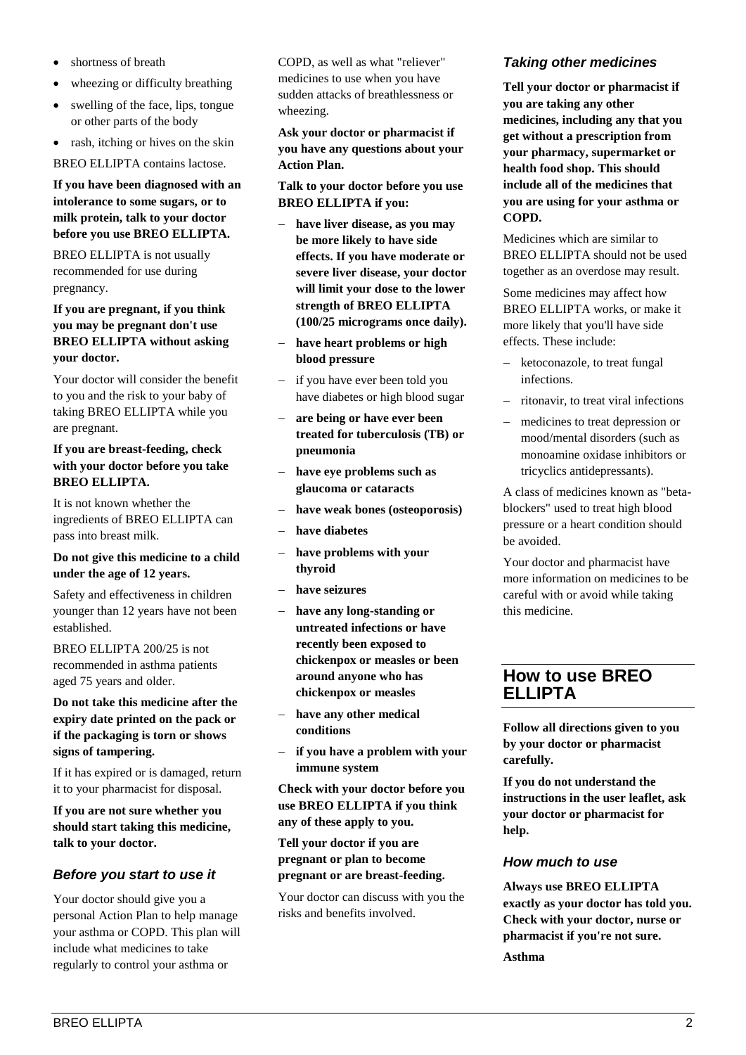- shortness of breath
- wheezing or difficulty breathing
- swelling of the face, lips, tongue or other parts of the body
- rash, itching or hives on the skin

BREO ELLIPTA contains lactose.

**If you have been diagnosed with an intolerance to some sugars, or to milk protein, talk to your doctor before you use BREO ELLIPTA.**

BREO ELLIPTA is not usually recommended for use during pregnancy.

**If you are pregnant, if you think you may be pregnant don't use BREO ELLIPTA without asking your doctor.**

Your doctor will consider the benefit to you and the risk to your baby of taking BREO ELLIPTA while you are pregnant.

**If you are breast-feeding, check with your doctor before you take BREO ELLIPTA.**

It is not known whether the ingredients of BREO ELLIPTA can pass into breast milk.

**Do not give this medicine to a child under the age of 12 years.**

Safety and effectiveness in children younger than 12 years have not been established.

BREO ELLIPTA 200/25 is not recommended in asthma patients aged 75 years and older.

**Do not take this medicine after the expiry date printed on the pack or if the packaging is torn or shows signs of tampering.**

If it has expired or is damaged, return it to your pharmacist for disposal.

**If you are not sure whether you should start taking this medicine, talk to your doctor.**

### *Before you start to use it*

Your doctor should give you a personal Action Plan to help manage your asthma or COPD. This plan will include what medicines to take regularly to control your asthma or COPD, as well as what "reliever" medicines to use when you have sudden attacks of breathlessness or wheezing.

**Ask your doctor or pharmacist if you have any questions about your Action Plan.**

**Talk to your doctor before you use BREO ELLIPTA if you:**

- **have liver disease, as you may be more likely to have side effects. If you have moderate or severe liver disease, your doctor will limit your dose to the lower strength of BREO ELLIPTA (100/25 micrograms once daily).**
- **have heart problems or high blood pressure**
- if you have ever been told you have diabetes or high blood sugar
- **are being or have ever been treated for tuberculosis (TB) or pneumonia**
- **have eye problems such as glaucoma or cataracts**
- **have weak bones (osteoporosis)**
- **have diabetes**
- **have problems with your thyroid**
- **have seizures**
- **have any long-standing or untreated infections or have recently been exposed to chickenpox or measles or been around anyone who has chickenpox or measles**
- **have any other medical conditions**
- **if you have a problem with your immune system**

**Check with your doctor before you use BREO ELLIPTA if you think any of these apply to you.**

**Tell your doctor if you are pregnant or plan to become pregnant or are breast-feeding.**

Your doctor can discuss with you the risks and benefits involved.

### *Taking other medicines*

**Tell your doctor or pharmacist if you are taking any other medicines, including any that you get without a prescription from your pharmacy, supermarket or health food shop. This should include all of the medicines that you are using for your asthma or COPD.**

Medicines which are similar to BREO ELLIPTA should not be used together as an overdose may result.

Some medicines may affect how BREO ELLIPTA works, or make it more likely that you'll have side effects. These include:

- ketoconazole, to treat fungal infections.
- ritonavir, to treat viral infections
- medicines to treat depression or mood/mental disorders (such as monoamine oxidase inhibitors or tricyclics antidepressants).

A class of medicines known as "beta-blockers" used to treat high blood pressure or a heart condition should be avoided.

Your doctor and pharmacist have more information on medicines to be careful with or avoid while taking this medicine.

## How to use BREO ELLIPTA

**Follow all directions given to you by your doctor or pharmacist carefully.**

**If you do not understand the instructions in the user leaflet, ask your doctor or pharmacist for help.**

### *How much to use*

**Always use BREO ELLIPTA exactly as your doctor has told you. Check with your doctor, nurse or pharmacist if you're not sure.**

**Asthma**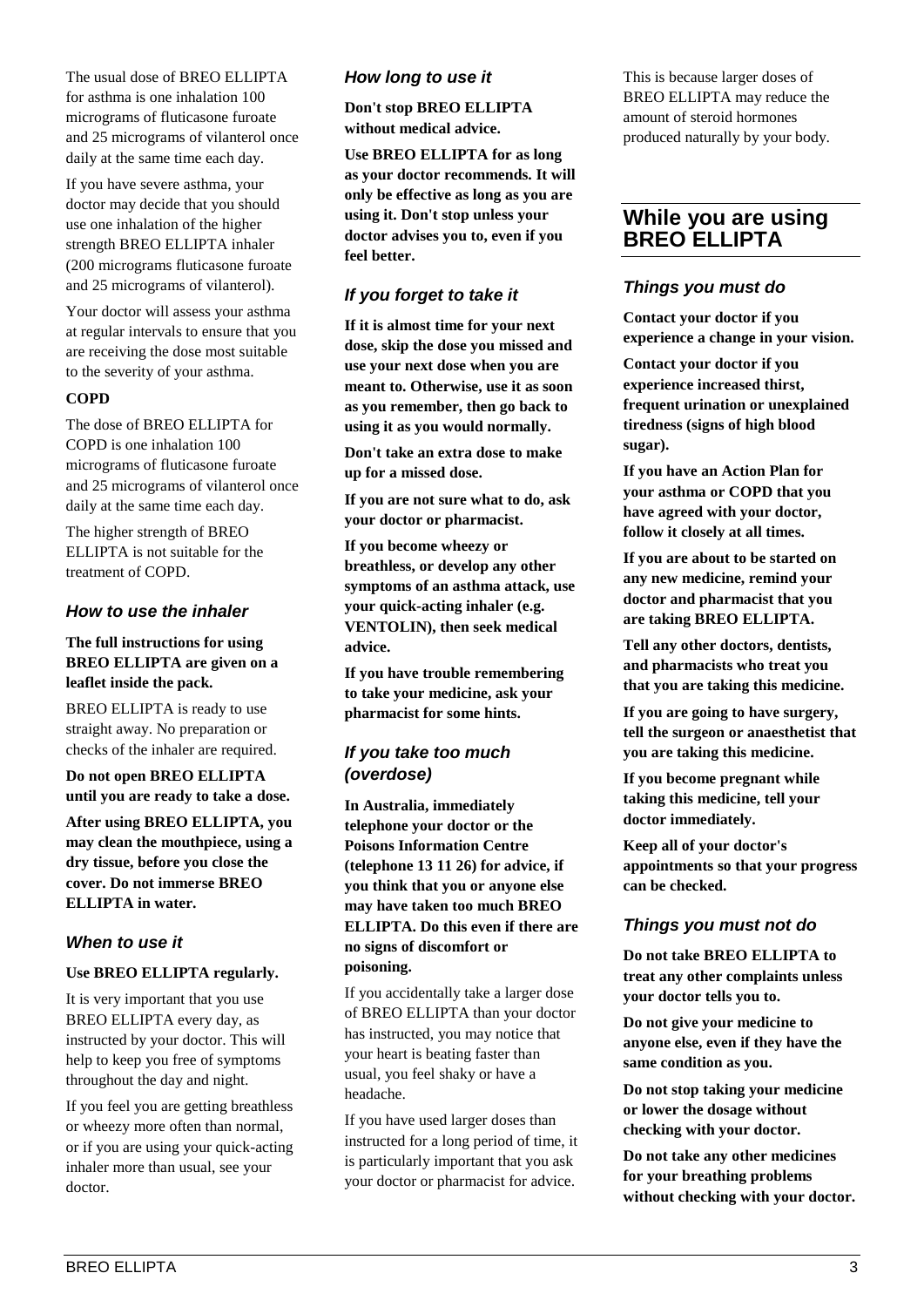The usual dose of BREO ELLIPTA for asthma is one inhalation 100 micrograms of fluticasone furoate and 25 micrograms of vilanterol once daily at the same time each day.

If you have severe asthma, your doctor may decide that you should use one inhalation of the higher strength BREO ELLIPTA inhaler (200 micrograms fluticasone furoate and 25 micrograms of vilanterol).

Your doctor will assess your asthma at regular intervals to ensure that you are receiving the dose most suitable to the severity of your asthma.

**COPD**

The dose of BREO ELLIPTA for COPD is one inhalation 100 micrograms of fluticasone furoate and 25 micrograms of vilanterol once daily at the same time each day.

The higher strength of BREO ELLIPTA is not suitable for the treatment of COPD.

### *How to use the inhaler*

**The full instructions for using BREO ELLIPTA are given on a leaflet inside the pack.**

BREO ELLIPTA is ready to use straight away. No preparation or checks of the inhaler are required.

**Do not open BREO ELLIPTA until you are ready to take a dose.**

**After using BREO ELLIPTA, you may clean the mouthpiece, using a dry tissue, before you close the cover. Do not immerse BREO ELLIPTA in water.**

### *When to use it*

**Use BREO ELLIPTA regularly.**

It is very important that you use BREO ELLIPTA every day, as instructed by your doctor. This will help to keep you free of symptoms throughout the day and night.

If you feel you are getting breathless or wheezy more often than normal, or if you are using your quick-acting inhaler more than usual, see your doctor.

### *How long to use it*

**Don't stop BREO ELLIPTA without medical advice.**

**Use BREO ELLIPTA for as long as your doctor recommends. It will only be effective as long as you are using it. Don't stop unless your doctor advises you to, even if you feel better.**

### *If you forget to take it*

**If it is almost time for your next dose, skip the dose you missed and use your next dose when you are meant to. Otherwise, use it as soon as you remember, then go back to using it as you would normally.**

**Don't take an extra dose to make up for a missed dose.**

**If you are not sure what to do, ask your doctor or pharmacist.**

**If you become wheezy or breathless, or develop any other symptoms of an asthma attack, use your quick-acting inhaler (e.g. VENTOLIN), then seek medical advice.**

**If you have trouble remembering to take your medicine, ask your pharmacist for some hints.**

### *If you take too much (overdose)*

**In Australia, immediately telephone your doctor or the Poisons Information Centre (telephone 13 11 26) for advice, if you think that you or anyone else may have taken too much BREO ELLIPTA. Do this even if there are no signs of discomfort or poisoning.**

If you accidentally take a larger dose of BREO ELLIPTA than your doctor has instructed, you may notice that your heart is beating faster than usual, you feel shaky or have a headache.

If you have used larger doses than instructed for a long period of time, it is particularly important that you ask your doctor or pharmacist for advice. This is because larger doses of BREO ELLIPTA may reduce the amount of steroid hormones produced naturally by your body.

## While you are using BREO ELLIPTA

### *Things you must do*

**Contact your doctor if you experience a change in your vision.**

**Contact your doctor if you experience increased thirst, frequent urination or unexplained tiredness (signs of high blood sugar).**

**If you have an Action Plan for your asthma or COPD that you have agreed with your doctor, follow it closely at all times.**

**If you are about to be started on any new medicine, remind your doctor and pharmacist that you are taking BREO ELLIPTA.**

**Tell any other doctors, dentists, and pharmacists who treat you that you are taking this medicine.**

**If you are going to have surgery, tell the surgeon or anaesthetist that you are taking this medicine.**

**If you become pregnant while taking this medicine, tell your doctor immediately.**

**Keep all of your doctor's appointments so that your progress can be checked.**

### *Things you must not do*

**Do not take BREO ELLIPTA to treat any other complaints unless your doctor tells you to.**

**Do not give your medicine to anyone else, even if they have the same condition as you.**

**Do not stop taking your medicine or lower the dosage without checking with your doctor.**

**Do not take any other medicines for your breathing problems without checking with your doctor.**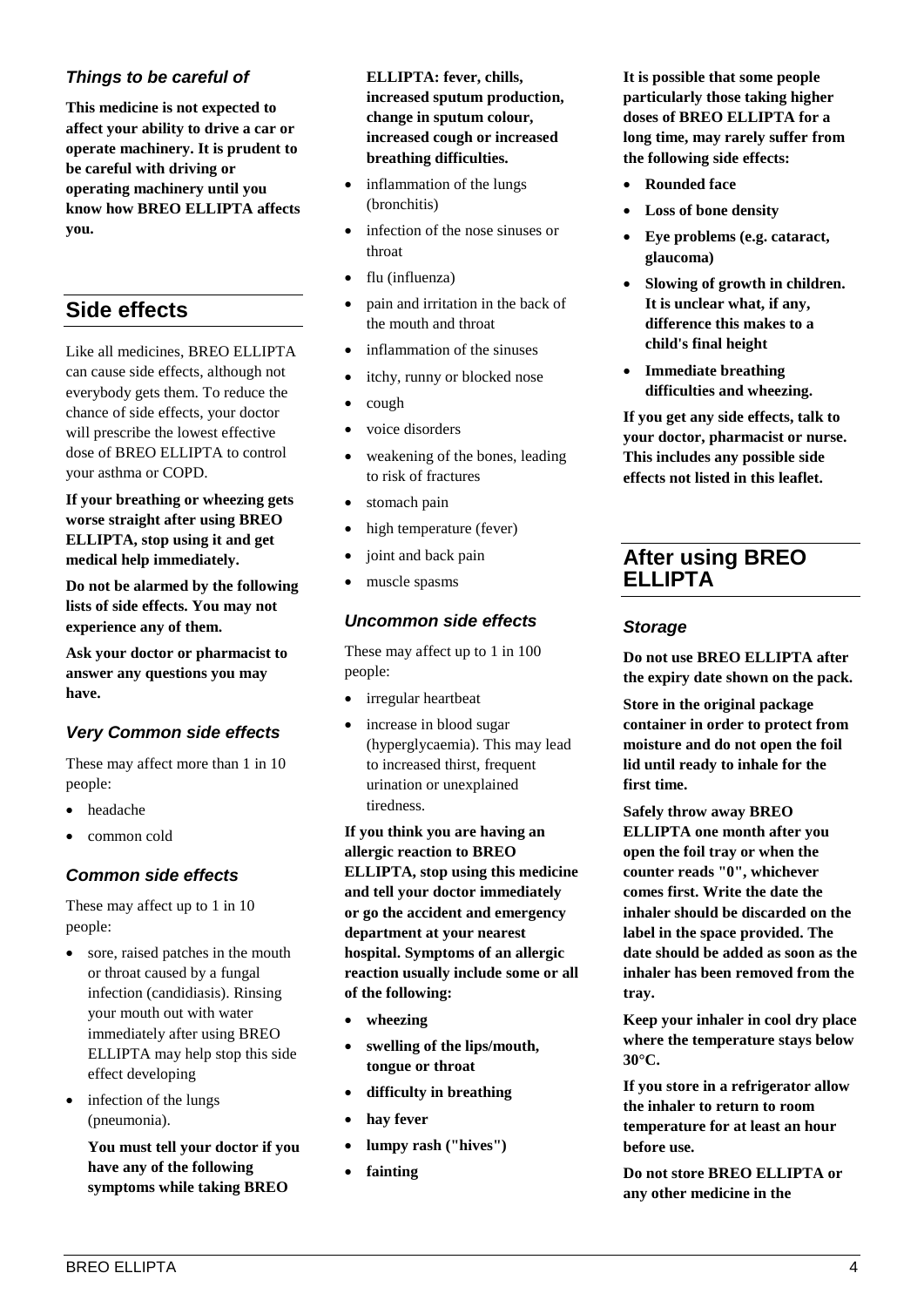### *Things to be careful of*

**This medicine is not expected to affect your ability to drive a car or operate machinery. It is prudent to be careful with driving or operating machinery until you know how BREO ELLIPTA affects you.**

## Side effects

Like all medicines, BREO ELLIPTA can cause side effects, although not everybody gets them. To reduce the chance of side effects, your doctor will prescribe the lowest effective dose of BREO ELLIPTA to control your asthma or COPD.

**If your breathing or wheezing gets worse straight after using BREO ELLIPTA, stop using it and get medical help immediately.**

**Do not be alarmed by the following lists of side effects. You may not experience any of them.**

**Ask your doctor or pharmacist to answer any questions you may have.**

### *Very Common side effects*

These may affect more than 1 in 10 people:

- headache
- common cold

### *Common side effects*

These may affect up to 1 in 10 people:

- sore, raised patches in the mouth or throat caused by a fungal infection (candidiasis). Rinsing your mouth out with water immediately after using BREO ELLIPTA may help stop this side effect developing
- infection of the lungs (pneumonia).

  **You must tell your doctor if you have any of the following symptoms while taking BREO ELLIPTA: fever, chills, increased sputum production, change in sputum colour, increased cough or increased breathing difficulties.**
- inflammation of the lungs (bronchitis)
- infection of the nose sinuses or throat
- flu (influenza)
- pain and irritation in the back of the mouth and throat
- inflammation of the sinuses
- itchy, runny or blocked nose
- cough
- voice disorders
- weakening of the bones, leading to risk of fractures
- stomach pain
- high temperature (fever)
- joint and back pain
- muscle spasms

### *Uncommon side effects*

These may affect up to 1 in 100 people:

- irregular heartbeat
- increase in blood sugar (hyperglycaemia). This may lead to increased thirst, frequent urination or unexplained tiredness.

**If you think you are having an allergic reaction to BREO ELLIPTA, stop using this medicine and tell your doctor immediately or go the accident and emergency department at your nearest hospital. Symptoms of an allergic reaction usually include some or all of the following:**

- **wheezing**
- **swelling of the lips/mouth, tongue or throat**
- **difficulty in breathing**
- **hay fever**
- **lumpy rash ("hives")**
- **fainting**

**It is possible that some people particularly those taking higher doses of BREO ELLIPTA for a long time, may rarely suffer from the following side effects:**

- **Rounded face**
- **Loss of bone density**
- **Eye problems (e.g. cataract, glaucoma)**
- **Slowing of growth in children. It is unclear what, if any, difference this makes to a child's final height**
- **Immediate breathing difficulties and wheezing.**

**If you get any side effects, talk to your doctor, pharmacist or nurse. This includes any possible side effects not listed in this leaflet.**

## After using BREO ELLIPTA

### *Storage*

**Do not use BREO ELLIPTA after the expiry date shown on the pack.**

**Store in the original package container in order to protect from moisture and do not open the foil lid until ready to inhale for the first time.**

**Safely throw away BREO ELLIPTA one month after you open the foil tray or when the counter reads "0", whichever comes first. Write the date the inhaler should be discarded on the label in the space provided. The date should be added as soon as the inhaler has been removed from the tray.**

**Keep your inhaler in cool dry place where the temperature stays below 30°C.**

**If you store in a refrigerator allow the inhaler to return to room temperature for at least an hour before use.**

**Do not store BREO ELLIPTA or any other medicine in the**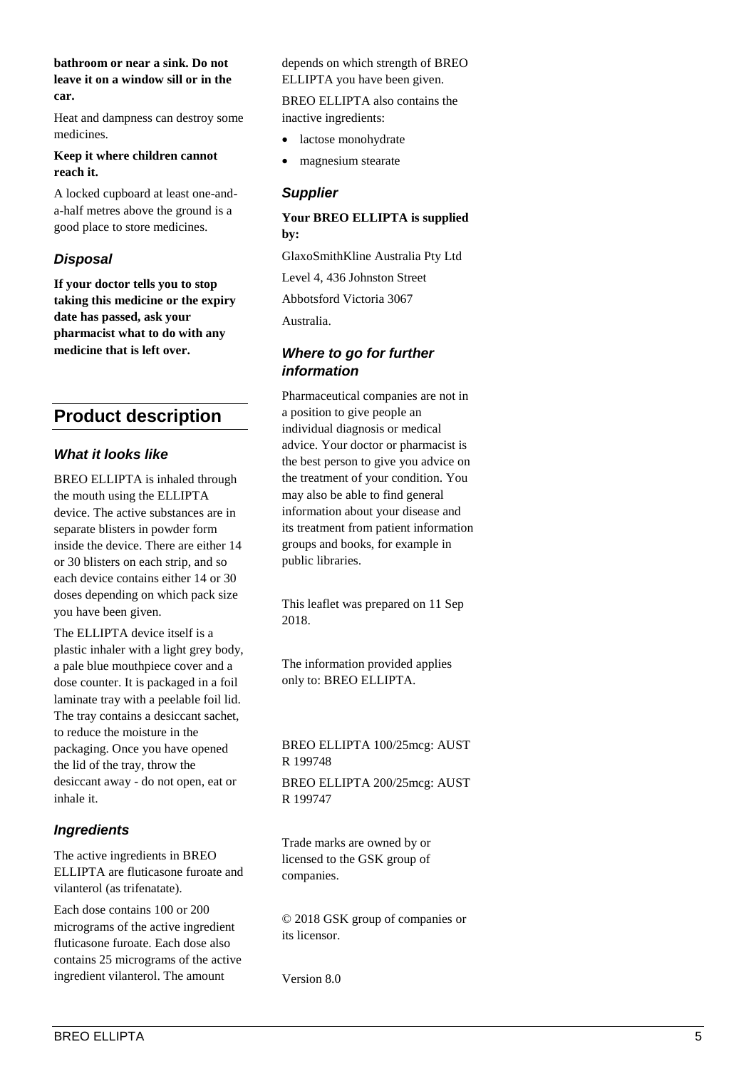**bathroom or near a sink. Do not leave it on a window sill or in the car.**

Heat and dampness can destroy some medicines.

**Keep it where children cannot reach it.**

A locked cupboard at least one-and-a-half metres above the ground is a good place to store medicines.

### *Disposal*

**If your doctor tells you to stop taking this medicine or the expiry date has passed, ask your pharmacist what to do with any medicine that is left over.**

## Product description

### *What it looks like*

BREO ELLIPTA is inhaled through the mouth using the ELLIPTA device. The active substances are in separate blisters in powder form inside the device. There are either 14 or 30 blisters on each strip, and so each device contains either 14 or 30 doses depending on which pack size you have been given.

The ELLIPTA device itself is a plastic inhaler with a light grey body, a pale blue mouthpiece cover and a dose counter. It is packaged in a foil laminate tray with a peelable foil lid. The tray contains a desiccant sachet, to reduce the moisture in the packaging. Once you have opened the lid of the tray, throw the desiccant away - do not open, eat or inhale it.

### *Ingredients*

The active ingredients in BREO ELLIPTA are fluticasone furoate and vilanterol (as trifenatate).

Each dose contains 100 or 200 micrograms of the active ingredient fluticasone furoate. Each dose also contains 25 micrograms of the active ingredient vilanterol. The amount depends on which strength of BREO ELLIPTA you have been given.

BREO ELLIPTA also contains the inactive ingredients:

- lactose monohydrate
- magnesium stearate

### *Supplier*

**Your BREO ELLIPTA is supplied by:**

GlaxoSmithKline Australia Pty Ltd

Level 4, 436 Johnston Street

Abbotsford Victoria 3067

Australia.

### *Where to go for further information*

Pharmaceutical companies are not in a position to give people an individual diagnosis or medical advice. Your doctor or pharmacist is the best person to give you advice on the treatment of your condition. You may also be able to find general information about your disease and its treatment from patient information groups and books, for example in public libraries.

This leaflet was prepared on 11 Sep 2018.

The information provided applies only to: BREO ELLIPTA.

BREO ELLIPTA 100/25mcg: AUST R 199748

BREO ELLIPTA 200/25mcg: AUST R 199747

Trade marks are owned by or licensed to the GSK group of companies.

© 2018 GSK group of companies or its licensor.

Version 8.0